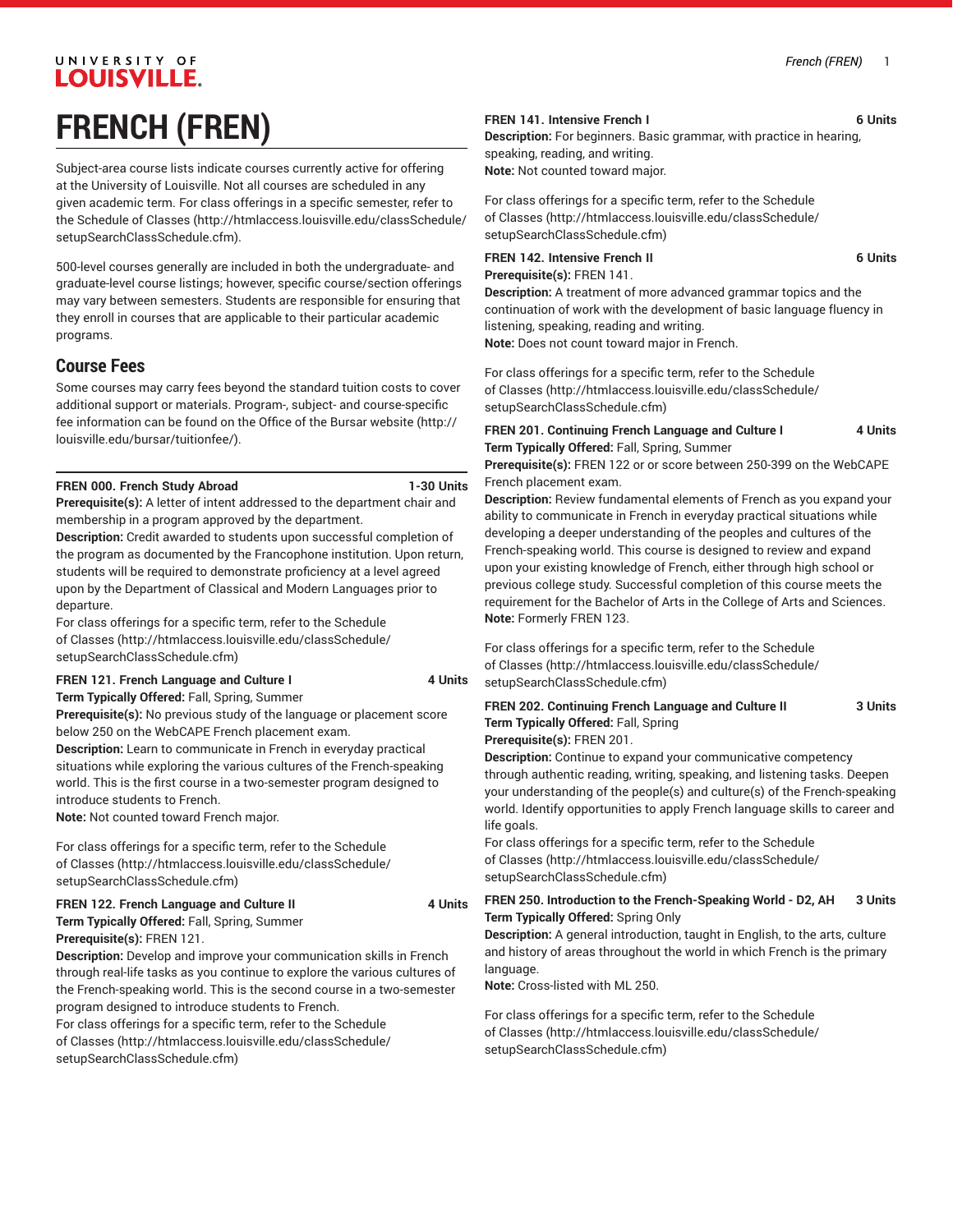# FRENCH (FREN)

Subject-area course lists indicate courses currently active for offering at the University of Louisville. Not all courses are scheduled in any given academic term. For class offerings in a specific semester, refer to the Schedule of Classes (http://htmlaccess.louisville.edu/classSchedule/setupSearchClassSchedule.cfm).

500-level courses generally are included in both the undergraduate- and graduate-level course listings; however, specific course/section offerings may vary between semesters. Students are responsible for ensuring that they enroll in courses that are applicable to their particular academic programs.

## Course Fees

Some courses may carry fees beyond the standard tuition costs to cover additional support or materials. Program-, subject- and course-specific fee information can be found on the Office of the Bursar website (http://louisville.edu/bursar/tuitionfee/).

---

**FREN 000. French Study Abroad** **1-30 Units**
**Prerequisite(s):** A letter of intent addressed to the department chair and membership in a program approved by the department.
**Description:** Credit awarded to students upon successful completion of the program as documented by the Francophone institution. Upon return, students will be required to demonstrate proficiency at a level agreed upon by the Department of Classical and Modern Languages prior to departure.
For class offerings for a specific term, refer to the Schedule of Classes (http://htmlaccess.louisville.edu/classSchedule/setupSearchClassSchedule.cfm)

**FREN 121. French Language and Culture I** **4 Units**
**Term Typically Offered:** Fall, Spring, Summer
**Prerequisite(s):** No previous study of the language or placement score below 250 on the WebCAPE French placement exam.
**Description:** Learn to communicate in French in everyday practical situations while exploring the various cultures of the French-speaking world. This is the first course in a two-semester program designed to introduce students to French.
**Note:** Not counted toward French major.

For class offerings for a specific term, refer to the Schedule of Classes (http://htmlaccess.louisville.edu/classSchedule/setupSearchClassSchedule.cfm)

**FREN 122. French Language and Culture II** **4 Units**
**Term Typically Offered:** Fall, Spring, Summer
**Prerequisite(s):** FREN 121.
**Description:** Develop and improve your communication skills in French through real-life tasks as you continue to explore the various cultures of the French-speaking world. This is the second course in a two-semester program designed to introduce students to French.
For class offerings for a specific term, refer to the Schedule of Classes (http://htmlaccess.louisville.edu/classSchedule/setupSearchClassSchedule.cfm)

**FREN 141. Intensive French I** **6 Units**
**Description:** For beginners. Basic grammar, with practice in hearing, speaking, reading, and writing.
**Note:** Not counted toward major.

For class offerings for a specific term, refer to the Schedule of Classes (http://htmlaccess.louisville.edu/classSchedule/setupSearchClassSchedule.cfm)

**FREN 142. Intensive French II** **6 Units**
**Prerequisite(s):** FREN 141.
**Description:** A treatment of more advanced grammar topics and the continuation of work with the development of basic language fluency in listening, speaking, reading and writing.
**Note:** Does not count toward major in French.

For class offerings for a specific term, refer to the Schedule of Classes (http://htmlaccess.louisville.edu/classSchedule/setupSearchClassSchedule.cfm)

**FREN 201. Continuing French Language and Culture I** **4 Units**
**Term Typically Offered:** Fall, Spring, Summer
**Prerequisite(s):** FREN 122 or or score between 250-399 on the WebCAPE French placement exam.
**Description:** Review fundamental elements of French as you expand your ability to communicate in French in everyday practical situations while developing a deeper understanding of the peoples and cultures of the French-speaking world. This course is designed to review and expand upon your existing knowledge of French, either through high school or previous college study. Successful completion of this course meets the requirement for the Bachelor of Arts in the College of Arts and Sciences.
**Note:** Formerly FREN 123.

For class offerings for a specific term, refer to the Schedule of Classes (http://htmlaccess.louisville.edu/classSchedule/setupSearchClassSchedule.cfm)

**FREN 202. Continuing French Language and Culture II** **3 Units**
**Term Typically Offered:** Fall, Spring
**Prerequisite(s):** FREN 201.
**Description:** Continue to expand your communicative competency through authentic reading, writing, speaking, and listening tasks. Deepen your understanding of the people(s) and culture(s) of the French-speaking world. Identify opportunities to apply French language skills to career and life goals.
For class offerings for a specific term, refer to the Schedule of Classes (http://htmlaccess.louisville.edu/classSchedule/setupSearchClassSchedule.cfm)

**FREN 250. Introduction to the French-Speaking World - D2, AH** **3 Units**
**Term Typically Offered:** Spring Only
**Description:** A general introduction, taught in English, to the arts, culture and history of areas throughout the world in which French is the primary language.
**Note:** Cross-listed with ML 250.

For class offerings for a specific term, refer to the Schedule of Classes (http://htmlaccess.louisville.edu/classSchedule/setupSearchClassSchedule.cfm)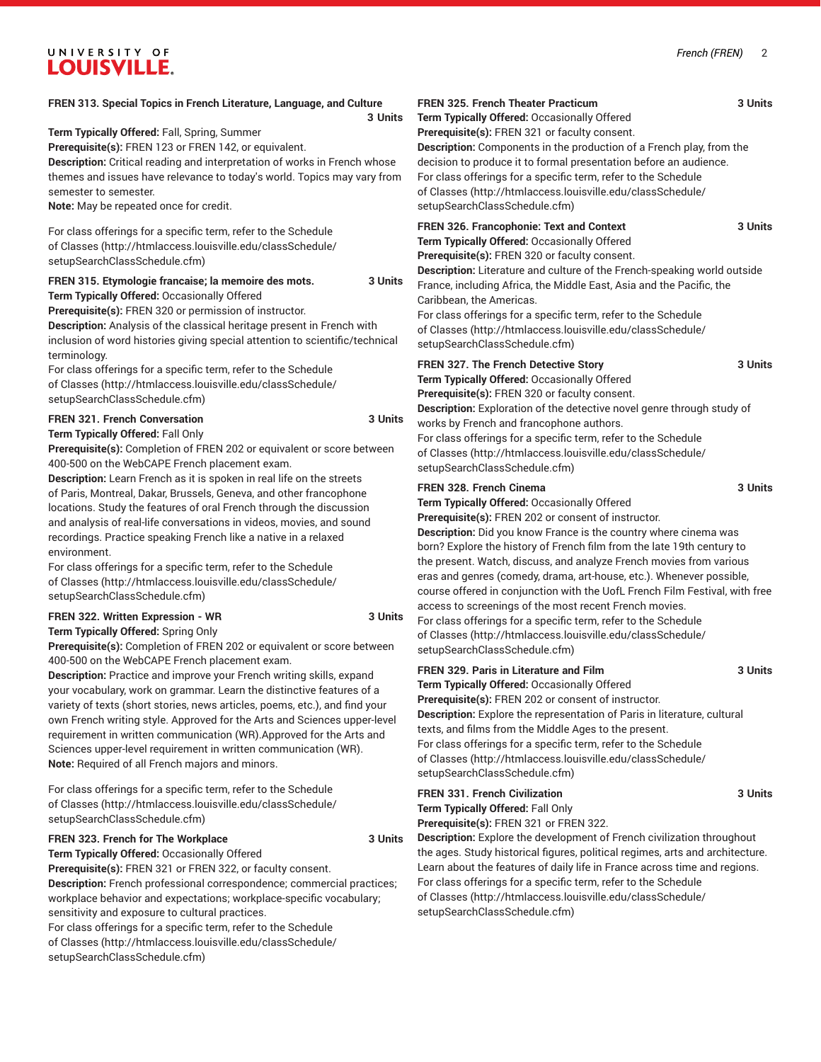**FREN 313. Special Topics in French Literature, Language, and Culture** **3 Units**

**Term Typically Offered:** Fall, Spring, Summer
**Prerequisite(s):** FREN 123 or FREN 142, or equivalent.
**Description:** Critical reading and interpretation of works in French whose themes and issues have relevance to today's world. Topics may vary from semester to semester.
**Note:** May be repeated once for credit.

For class offerings for a specific term, refer to the Schedule of Classes (http://htmlaccess.louisville.edu/classSchedule/setupSearchClassSchedule.cfm)

**FREN 315. Etymologie francaise; la memoire des mots.** **3 Units**

**Term Typically Offered:** Occasionally Offered
**Prerequisite(s):** FREN 320 or permission of instructor.
**Description:** Analysis of the classical heritage present in French with inclusion of word histories giving special attention to scientific/technical terminology.
For class offerings for a specific term, refer to the Schedule of Classes (http://htmlaccess.louisville.edu/classSchedule/setupSearchClassSchedule.cfm)

**FREN 321. French Conversation** **3 Units**

**Term Typically Offered:** Fall Only
**Prerequisite(s):** Completion of FREN 202 or equivalent or score between 400-500 on the WebCAPE French placement exam.
**Description:** Learn French as it is spoken in real life on the streets of Paris, Montreal, Dakar, Brussels, Geneva, and other francophone locations. Study the features of oral French through the discussion and analysis of real-life conversations in videos, movies, and sound recordings. Practice speaking French like a native in a relaxed environment.
For class offerings for a specific term, refer to the Schedule of Classes (http://htmlaccess.louisville.edu/classSchedule/setupSearchClassSchedule.cfm)

**FREN 322. Written Expression - WR** **3 Units**

**Term Typically Offered:** Spring Only
**Prerequisite(s):** Completion of FREN 202 or equivalent or score between 400-500 on the WebCAPE French placement exam.
**Description:** Practice and improve your French writing skills, expand your vocabulary, work on grammar. Learn the distinctive features of a variety of texts (short stories, news articles, poems, etc.), and find your own French writing style. Approved for the Arts and Sciences upper-level requirement in written communication (WR).Approved for the Arts and Sciences upper-level requirement in written communication (WR).
**Note:** Required of all French majors and minors.

For class offerings for a specific term, refer to the Schedule of Classes (http://htmlaccess.louisville.edu/classSchedule/setupSearchClassSchedule.cfm)

**FREN 323. French for The Workplace** **3 Units**

**Term Typically Offered:** Occasionally Offered
**Prerequisite(s):** FREN 321 or FREN 322, or faculty consent.
**Description:** French professional correspondence; commercial practices; workplace behavior and expectations; workplace-specific vocabulary; sensitivity and exposure to cultural practices.
For class offerings for a specific term, refer to the Schedule of Classes (http://htmlaccess.louisville.edu/classSchedule/setupSearchClassSchedule.cfm)

**FREN 325. French Theater Practicum** **3 Units**

**Term Typically Offered:** Occasionally Offered
**Prerequisite(s):** FREN 321 or faculty consent.
**Description:** Components in the production of a French play, from the decision to produce it to formal presentation before an audience.
For class offerings for a specific term, refer to the Schedule of Classes (http://htmlaccess.louisville.edu/classSchedule/setupSearchClassSchedule.cfm)

**FREN 326. Francophonie: Text and Context** **3 Units**

**Term Typically Offered:** Occasionally Offered
**Prerequisite(s):** FREN 320 or faculty consent.
**Description:** Literature and culture of the French-speaking world outside France, including Africa, the Middle East, Asia and the Pacific, the Caribbean, the Americas.
For class offerings for a specific term, refer to the Schedule of Classes (http://htmlaccess.louisville.edu/classSchedule/setupSearchClassSchedule.cfm)

**FREN 327. The French Detective Story** **3 Units**

**Term Typically Offered:** Occasionally Offered
**Prerequisite(s):** FREN 320 or faculty consent.
**Description:** Exploration of the detective novel genre through study of works by French and francophone authors.
For class offerings for a specific term, refer to the Schedule of Classes (http://htmlaccess.louisville.edu/classSchedule/setupSearchClassSchedule.cfm)

**FREN 328. French Cinema** **3 Units**

**Term Typically Offered:** Occasionally Offered
**Prerequisite(s):** FREN 202 or consent of instructor.
**Description:** Did you know France is the country where cinema was born? Explore the history of French film from the late 19th century to the present. Watch, discuss, and analyze French movies from various eras and genres (comedy, drama, art-house, etc.). Whenever possible, course offered in conjunction with the UofL French Film Festival, with free access to screenings of the most recent French movies.
For class offerings for a specific term, refer to the Schedule of Classes (http://htmlaccess.louisville.edu/classSchedule/setupSearchClassSchedule.cfm)

**FREN 329. Paris in Literature and Film** **3 Units**

**Term Typically Offered:** Occasionally Offered
**Prerequisite(s):** FREN 202 or consent of instructor.
**Description:** Explore the representation of Paris in literature, cultural texts, and films from the Middle Ages to the present.
For class offerings for a specific term, refer to the Schedule of Classes (http://htmlaccess.louisville.edu/classSchedule/setupSearchClassSchedule.cfm)

**FREN 331. French Civilization** **3 Units**

**Term Typically Offered:** Fall Only
**Prerequisite(s):** FREN 321 or FREN 322.
**Description:** Explore the development of French civilization throughout the ages. Study historical figures, political regimes, arts and architecture. Learn about the features of daily life in France across time and regions.
For class offerings for a specific term, refer to the Schedule of Classes (http://htmlaccess.louisville.edu/classSchedule/setupSearchClassSchedule.cfm)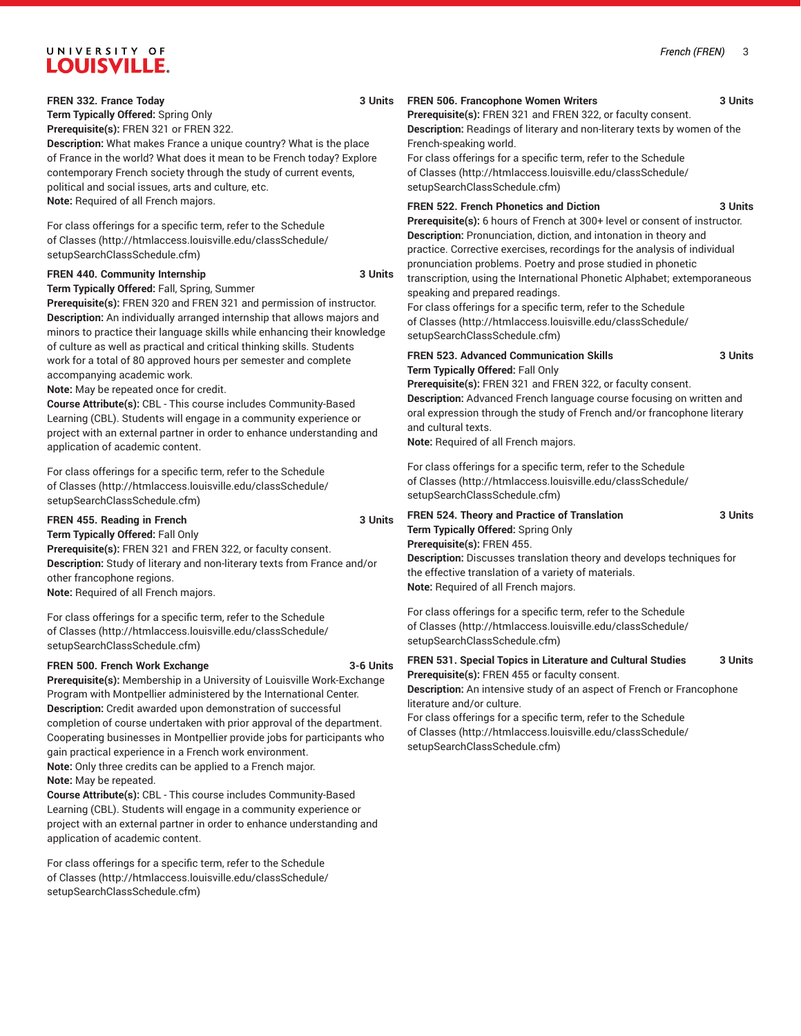**FREN 332. France Today** **3 Units**

**Term Typically Offered:** Spring Only

**Prerequisite(s):** FREN 321 or FREN 322.

**Description:** What makes France a unique country? What is the place of France in the world? What does it mean to be French today? Explore contemporary French society through the study of current events, political and social issues, arts and culture, etc.

**Note:** Required of all French majors.

For class offerings for a specific term, refer to the Schedule of Classes (http://htmlaccess.louisville.edu/classSchedule/setupSearchClassSchedule.cfm)

**FREN 440. Community Internship** **3 Units**

**Term Typically Offered:** Fall, Spring, Summer

**Prerequisite(s):** FREN 320 and FREN 321 and permission of instructor.

**Description:** An individually arranged internship that allows majors and minors to practice their language skills while enhancing their knowledge of culture as well as practical and critical thinking skills. Students work for a total of 80 approved hours per semester and complete accompanying academic work.

**Note:** May be repeated once for credit.

**Course Attribute(s):** CBL - This course includes Community-Based Learning (CBL). Students will engage in a community experience or project with an external partner in order to enhance understanding and application of academic content.

For class offerings for a specific term, refer to the Schedule of Classes (http://htmlaccess.louisville.edu/classSchedule/setupSearchClassSchedule.cfm)

**FREN 455. Reading in French** **3 Units**

**Term Typically Offered:** Fall Only

**Prerequisite(s):** FREN 321 and FREN 322, or faculty consent.

**Description:** Study of literary and non-literary texts from France and/or other francophone regions.

**Note:** Required of all French majors.

For class offerings for a specific term, refer to the Schedule of Classes (http://htmlaccess.louisville.edu/classSchedule/setupSearchClassSchedule.cfm)

**FREN 500. French Work Exchange** **3-6 Units**

**Prerequisite(s):** Membership in a University of Louisville Work-Exchange Program with Montpellier administered by the International Center.

**Description:** Credit awarded upon demonstration of successful completion of course undertaken with prior approval of the department. Cooperating businesses in Montpellier provide jobs for participants who gain practical experience in a French work environment.

**Note:** Only three credits can be applied to a French major.

**Note:** May be repeated.

**Course Attribute(s):** CBL - This course includes Community-Based Learning (CBL). Students will engage in a community experience or project with an external partner in order to enhance understanding and application of academic content.

For class offerings for a specific term, refer to the Schedule of Classes (http://htmlaccess.louisville.edu/classSchedule/setupSearchClassSchedule.cfm)

**FREN 506. Francophone Women Writers** **3 Units**

**Prerequisite(s):** FREN 321 and FREN 322, or faculty consent.

**Description:** Readings of literary and non-literary texts by women of the French-speaking world.

For class offerings for a specific term, refer to the Schedule of Classes (http://htmlaccess.louisville.edu/classSchedule/setupSearchClassSchedule.cfm)

**FREN 522. French Phonetics and Diction** **3 Units**

**Prerequisite(s):** 6 hours of French at 300+ level or consent of instructor.

**Description:** Pronunciation, diction, and intonation in theory and practice. Corrective exercises, recordings for the analysis of individual pronunciation problems. Poetry and prose studied in phonetic transcription, using the International Phonetic Alphabet; extemporaneous speaking and prepared readings.

For class offerings for a specific term, refer to the Schedule of Classes (http://htmlaccess.louisville.edu/classSchedule/setupSearchClassSchedule.cfm)

**FREN 523. Advanced Communication Skills** **3 Units**

**Term Typically Offered:** Fall Only

**Prerequisite(s):** FREN 321 and FREN 322, or faculty consent.

**Description:** Advanced French language course focusing on written and oral expression through the study of French and/or francophone literary and cultural texts.

**Note:** Required of all French majors.

For class offerings for a specific term, refer to the Schedule of Classes (http://htmlaccess.louisville.edu/classSchedule/setupSearchClassSchedule.cfm)

**FREN 524. Theory and Practice of Translation** **3 Units**

**Term Typically Offered:** Spring Only

**Prerequisite(s):** FREN 455.

**Description:** Discusses translation theory and develops techniques for the effective translation of a variety of materials.

**Note:** Required of all French majors.

For class offerings for a specific term, refer to the Schedule of Classes (http://htmlaccess.louisville.edu/classSchedule/setupSearchClassSchedule.cfm)

**FREN 531. Special Topics in Literature and Cultural Studies** **3 Units**

**Prerequisite(s):** FREN 455 or faculty consent.

**Description:** An intensive study of an aspect of French or Francophone literature and/or culture.

For class offerings for a specific term, refer to the Schedule of Classes (http://htmlaccess.louisville.edu/classSchedule/setupSearchClassSchedule.cfm)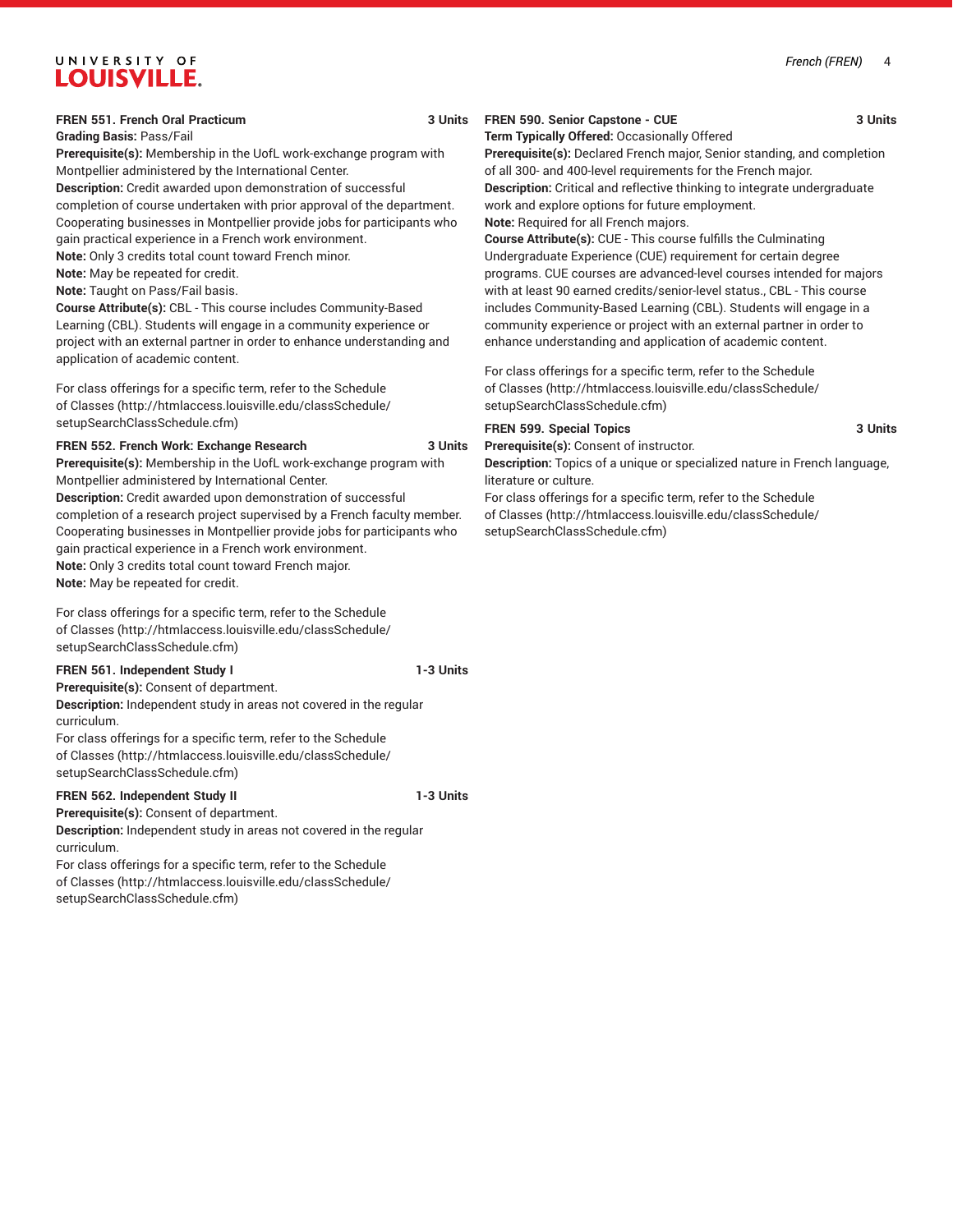**FREN 551. French Oral Practicum** **3 Units**
**Grading Basis:** Pass/Fail
**Prerequisite(s):** Membership in the UofL work-exchange program with Montpellier administered by the International Center.
**Description:** Credit awarded upon demonstration of successful completion of course undertaken with prior approval of the department. Cooperating businesses in Montpellier provide jobs for participants who gain practical experience in a French work environment.
**Note:** Only 3 credits total count toward French minor.
**Note:** May be repeated for credit.
**Note:** Taught on Pass/Fail basis.
**Course Attribute(s):** CBL - This course includes Community-Based Learning (CBL). Students will engage in a community experience or project with an external partner in order to enhance understanding and application of academic content.

For class offerings for a specific term, refer to the Schedule of Classes (http://htmlaccess.louisville.edu/classSchedule/setupSearchClassSchedule.cfm)

**FREN 552. French Work: Exchange Research** **3 Units**
**Prerequisite(s):** Membership in the UofL work-exchange program with Montpellier administered by International Center.
**Description:** Credit awarded upon demonstration of successful completion of a research project supervised by a French faculty member. Cooperating businesses in Montpellier provide jobs for participants who gain practical experience in a French work environment.
**Note:** Only 3 credits total count toward French major.
**Note:** May be repeated for credit.

For class offerings for a specific term, refer to the Schedule of Classes (http://htmlaccess.louisville.edu/classSchedule/setupSearchClassSchedule.cfm)

**FREN 561. Independent Study I** **1-3 Units**
**Prerequisite(s):** Consent of department.
**Description:** Independent study in areas not covered in the regular curriculum.
For class offerings for a specific term, refer to the Schedule of Classes (http://htmlaccess.louisville.edu/classSchedule/setupSearchClassSchedule.cfm)

**FREN 562. Independent Study II** **1-3 Units**
**Prerequisite(s):** Consent of department.
**Description:** Independent study in areas not covered in the regular curriculum.
For class offerings for a specific term, refer to the Schedule of Classes (http://htmlaccess.louisville.edu/classSchedule/setupSearchClassSchedule.cfm)

**FREN 590. Senior Capstone - CUE** **3 Units**
**Term Typically Offered:** Occasionally Offered
**Prerequisite(s):** Declared French major, Senior standing, and completion of all 300- and 400-level requirements for the French major.
**Description:** Critical and reflective thinking to integrate undergraduate work and explore options for future employment.
**Note:** Required for all French majors.
**Course Attribute(s):** CUE - This course fulfills the Culminating Undergraduate Experience (CUE) requirement for certain degree programs. CUE courses are advanced-level courses intended for majors with at least 90 earned credits/senior-level status., CBL - This course includes Community-Based Learning (CBL). Students will engage in a community experience or project with an external partner in order to enhance understanding and application of academic content.

For class offerings for a specific term, refer to the Schedule of Classes (http://htmlaccess.louisville.edu/classSchedule/setupSearchClassSchedule.cfm)

**FREN 599. Special Topics** **3 Units**
**Prerequisite(s):** Consent of instructor.
**Description:** Topics of a unique or specialized nature in French language, literature or culture.
For class offerings for a specific term, refer to the Schedule of Classes (http://htmlaccess.louisville.edu/classSchedule/setupSearchClassSchedule.cfm)